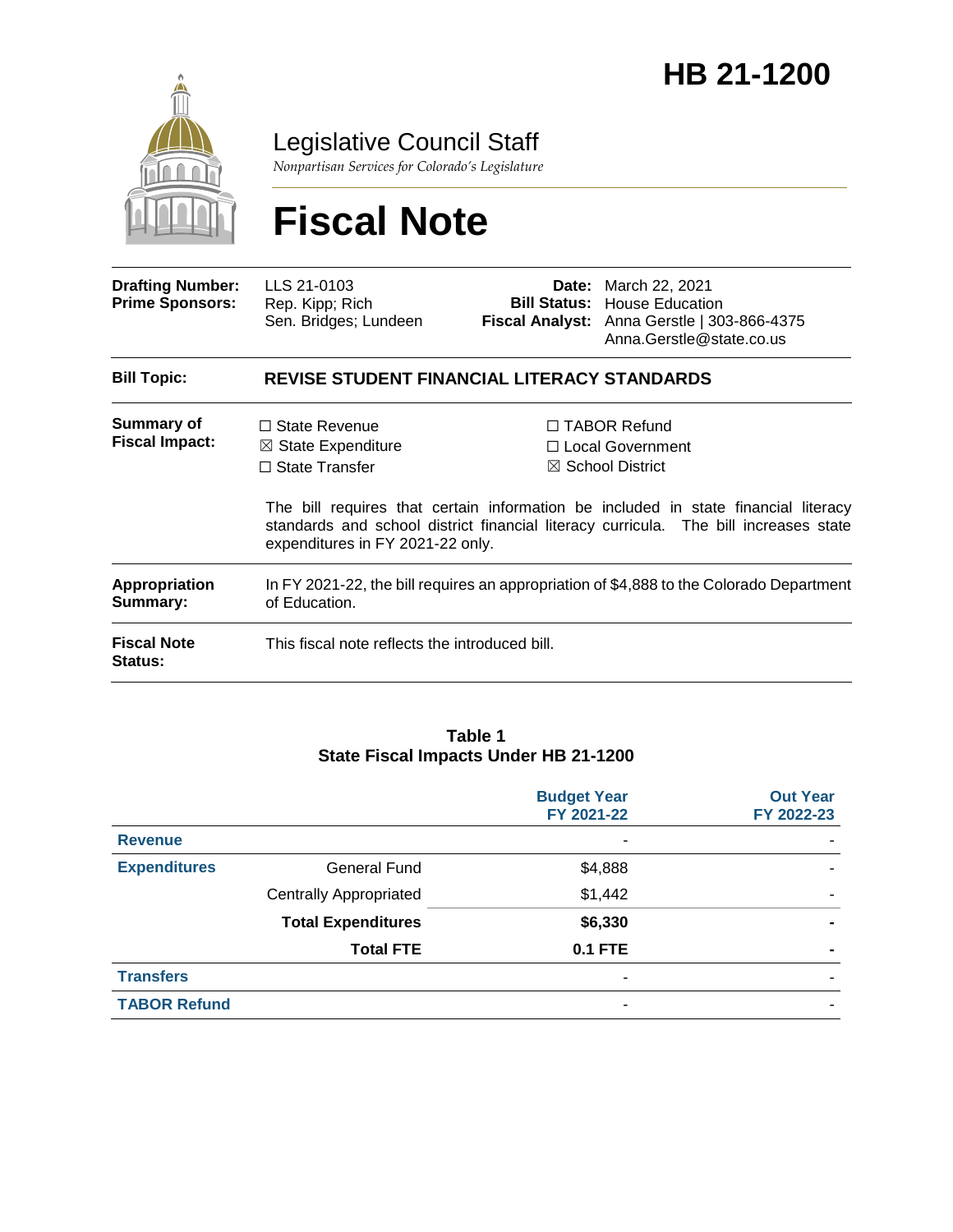# HB 21-1200

## Legislative Council Staff

*Nonpartisan Services for Colorado's Legislature*

# Fiscal Note

| | | | |
|---|---|---|---|
| **Drafting Number:** | LLS 21-0103 | **Date:** | March 22, 2021 |
| **Prime Sponsors:** | Rep. Kipp; Rich<br>Sen. Bridges; Lundeen | **Bill Status:** | House Education |
| | | **Fiscal Analyst:** | Anna Gerstle \| 303-866-4375<br>Anna.Gerstle@state.co.us |

| | |
|---|---|
| **Bill Topic:** | **REVISE STUDENT FINANCIAL LITERACY STANDARDS** |
| **Summary of Fiscal Impact:** | ☐ State Revenue<br>☒ State Expenditure<br>☐ State Transfer<br>☐ TABOR Refund<br>☐ Local Government<br>☒ School District<br><br>The bill requires that certain information be included in state financial literacy standards and school district financial literacy curricula. The bill increases state expenditures in FY 2021-22 only. |
| **Appropriation Summary:** | In FY 2021-22, the bill requires an appropriation of $4,888 to the Colorado Department of Education. |
| **Fiscal Note Status:** | This fiscal note reflects the introduced bill. |

**Table 1**
**State Fiscal Impacts Under HB 21-1200**

| | | Budget Year FY 2021-22 | Out Year FY 2022-23 |
|---|---|---|---|
| **Revenue** | | - | - |
| **Expenditures** | General Fund | $4,888 | - |
| | Centrally Appropriated | $1,442 | - |
| | **Total Expenditures** | **$6,330** | **-** |
| | **Total FTE** | **0.1 FTE** | **-** |
| **Transfers** | | - | - |
| **TABOR Refund** | | - | - |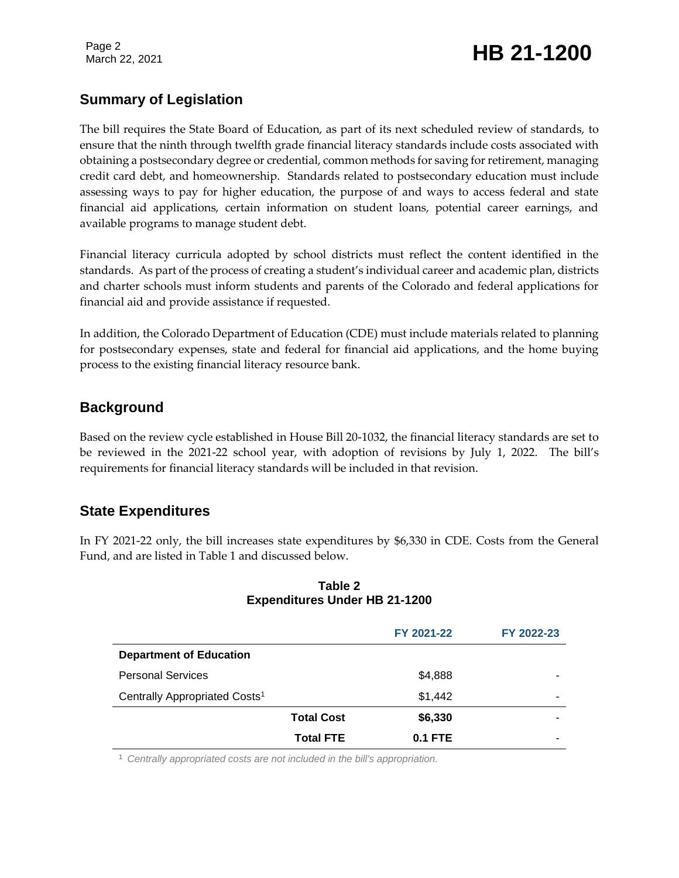## Summary of Legislation

The bill requires the State Board of Education, as part of its next scheduled review of standards, to ensure that the ninth through twelfth grade financial literacy standards include costs associated with obtaining a postsecondary degree or credential, common methods for saving for retirement, managing credit card debt, and homeownership. Standards related to postsecondary education must include assessing ways to pay for higher education, the purpose of and ways to access federal and state financial aid applications, certain information on student loans, potential career earnings, and available programs to manage student debt.

Financial literacy curricula adopted by school districts must reflect the content identified in the standards. As part of the process of creating a student's individual career and academic plan, districts and charter schools must inform students and parents of the Colorado and federal applications for financial aid and provide assistance if requested.

In addition, the Colorado Department of Education (CDE) must include materials related to planning for postsecondary expenses, state and federal for financial aid applications, and the home buying process to the existing financial literacy resource bank.

## Background

Based on the review cycle established in House Bill 20-1032, the financial literacy standards are set to be reviewed in the 2021-22 school year, with adoption of revisions by July 1, 2022. The bill's requirements for financial literacy standards will be included in that revision.

## State Expenditures

In FY 2021-22 only, the bill increases state expenditures by $6,330 in CDE. Costs from the General Fund, and are listed in Table 1 and discussed below.

**Table 2**
**Expenditures Under HB 21-1200**

| | FY 2021-22 | FY 2022-23 |
|---|---|---|
| **Department of Education** | | |
| Personal Services | $4,888 | - |
| Centrally Appropriated Costs[1] | $1,442 | - |
| **Total Cost** | **$6,330** | - |
| **Total FTE** | **0.1 FTE** | - |

[1] *Centrally appropriated costs are not included in the bill's appropriation.*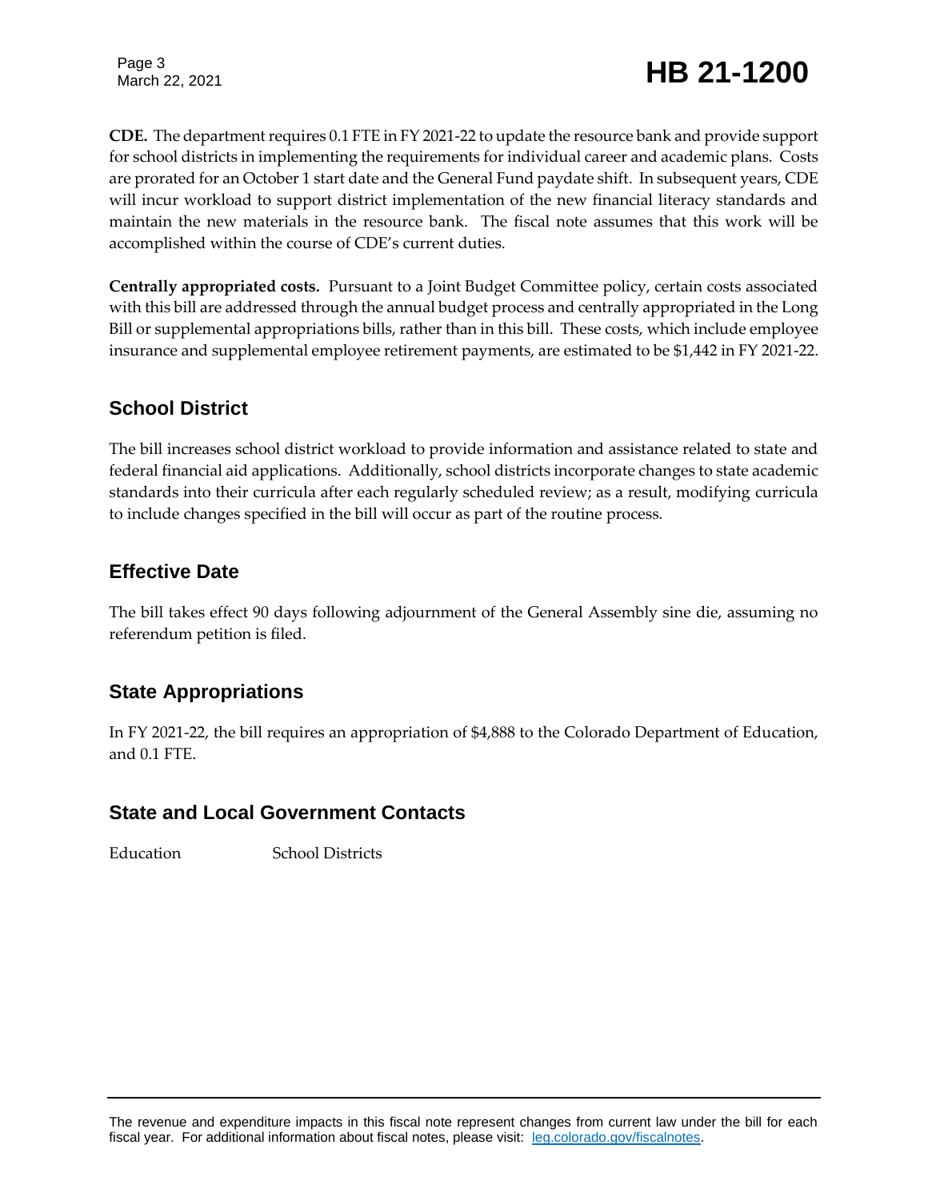**CDE.** The department requires 0.1 FTE in FY 2021-22 to update the resource bank and provide support for school districts in implementing the requirements for individual career and academic plans. Costs are prorated for an October 1 start date and the General Fund paydate shift. In subsequent years, CDE will incur workload to support district implementation of the new financial literacy standards and maintain the new materials in the resource bank. The fiscal note assumes that this work will be accomplished within the course of CDE's current duties.

**Centrally appropriated costs.** Pursuant to a Joint Budget Committee policy, certain costs associated with this bill are addressed through the annual budget process and centrally appropriated in the Long Bill or supplemental appropriations bills, rather than in this bill. These costs, which include employee insurance and supplemental employee retirement payments, are estimated to be $1,442 in FY 2021-22.

## School District

The bill increases school district workload to provide information and assistance related to state and federal financial aid applications. Additionally, school districts incorporate changes to state academic standards into their curricula after each regularly scheduled review; as a result, modifying curricula to include changes specified in the bill will occur as part of the routine process.

## Effective Date

The bill takes effect 90 days following adjournment of the General Assembly sine die, assuming no referendum petition is filed.

## State Appropriations

In FY 2021-22, the bill requires an appropriation of $4,888 to the Colorado Department of Education, and 0.1 FTE.

## State and Local Government Contacts

Education School Districts

The revenue and expenditure impacts in this fiscal note represent changes from current law under the bill for each fiscal year. For additional information about fiscal notes, please visit: leg.colorado.gov/fiscalnotes.